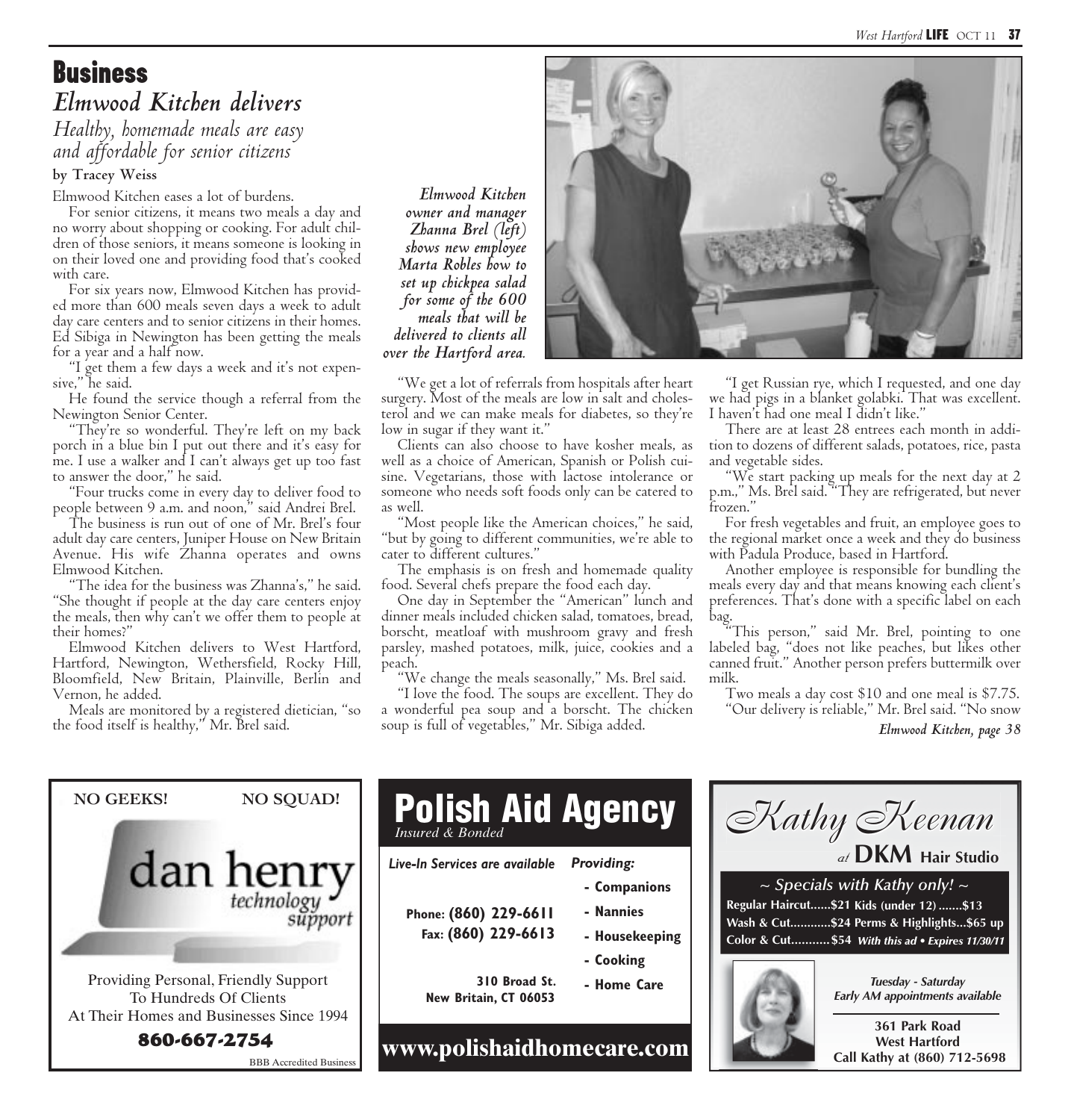# Business

## Elmwood Kitchen delivers

### Healthy, homemade meals are easy and affordable for senior citizens

**by Tracey Weiss**

Elmwood Kitchen eases a lot of burdens.

For senior citizens, it means two meals a day and no worry about shopping or cooking. For adult children of those seniors, it means someone is looking in on their loved one and providing food that's cooked with care.

For six years now, Elmwood Kitchen has provided more than 600 meals seven days a week to adult day care centers and to senior citizens in their homes. Ed Sibiga in Newington has been getting the meals for a year and a half now.

"I get them a few days a week and it's not expensive," he said.

He found the service though a referral from the Newington Senior Center.

"They're so wonderful. They're left on my back porch in a blue bin I put out there and it's easy for me. I use a walker and I can't always get up too fast to answer the door," he said.

"Four trucks come in every day to deliver food to people between 9 a.m. and noon," said Andrei Brel.

The business is run out of one of Mr. Brel's four adult day care centers, Juniper House on New Britain Avenue. His wife Zhanna operates and owns Elmwood Kitchen.

"The idea for the business was Zhanna's," he said. "She thought if people at the day care centers enjoy the meals, then why can't we offer them to people at their homes?"

Elmwood Kitchen delivers to West Hartford, Hartford, Newington, Wethersfield, Rocky Hill, Bloomfield, New Britain, Plainville, Berlin and Vernon, he added.

Meals are monitored by a registered dietician, "so the food itself is healthy," Mr. Brel said.

*Elmwood Kitchen owner and manager Zhanna Brel (left) shows new employee Marta Robles how to set up chickpea salad for some of the 600 meals that will be delivered to clients all over the Hartford area.*

"We get a lot of referrals from hospitals after heart surgery. Most of the meals are low in salt and cholesterol and we can make meals for diabetes, so they're low in sugar if they want it."

Clients can also choose to have kosher meals, as well as a choice of American, Spanish or Polish cuisine. Vegetarians, those with lactose intolerance or someone who needs soft foods only can be catered to as well.

"Most people like the American choices," he said, "but by going to different communities, we're able to cater to different cultures."

The emphasis is on fresh and homemade quality food. Several chefs prepare the food each day.

One day in September the "American" lunch and dinner meals included chicken salad, tomatoes, bread, borscht, meatloaf with mushroom gravy and fresh parsley, mashed potatoes, milk, juice, cookies and a peach.

"We change the meals seasonally," Ms. Brel said.

"I love the food. The soups are excellent. They do a wonderful pea soup and a borscht. The chicken soup is full of vegetables," Mr. Sibiga added.

"I get Russian rye, which I requested, and one day we had pigs in a blanket golabki. That was excellent. I haven't had one meal I didn't like."

There are at least 28 entrees each month in addition to dozens of different salads, potatoes, rice, pasta and vegetable sides.

"We start packing up meals for the next day at 2 p.m.," Ms. Brel said. "They are refrigerated, but never frozen."

For fresh vegetables and fruit, an employee goes to the regional market once a week and they do business with Padula Produce, based in Hartford.

Another employee is responsible for bundling the meals every day and that means knowing each client's preferences. That's done with a specific label on each bag.

"This person," said Mr. Brel, pointing to one labeled bag, "does not like peaches, but likes other canned fruit." Another person prefers buttermilk over milk.

Two meals a day cost $10 and one meal is $7.75.

"Our delivery is reliable," Mr. Brel said. "No snow

*Elmwood Kitchen, page 38*

---

**NO GEEKS! NO SQUAD!**

**dan henry** technology support

Providing Personal, Friendly Support To Hundreds Of Clients At Their Homes and Businesses Since 1994

**860-667-2754**

BBB Accredited Business

---

**Polish Aid Agency**
*Insured & Bonded*

*Live-In Services are available*

Phone: **(860) 229-6611**
Fax: **(860) 229-6613**

310 Broad St.
New Britain, CT 06053

*Providing:*
- Companions
- Nannies
- Housekeeping
- Cooking
- Home Care

**www.polishaidhomecare.com**

---

*Kathy Keenan* at **DKM Hair Studio**

*~ Specials with Kathy only! ~*

Regular Haircut......$21 Kids (under 12) .......$13
Wash & Cut............$24 Perms & Highlights...$65 up
Color & Cut...........$54 *With this ad • Expires 11/30/11*

*Tuesday - Saturday*
*Early AM appointments available*

361 Park Road
West Hartford
Call Kathy at (860) 712-5698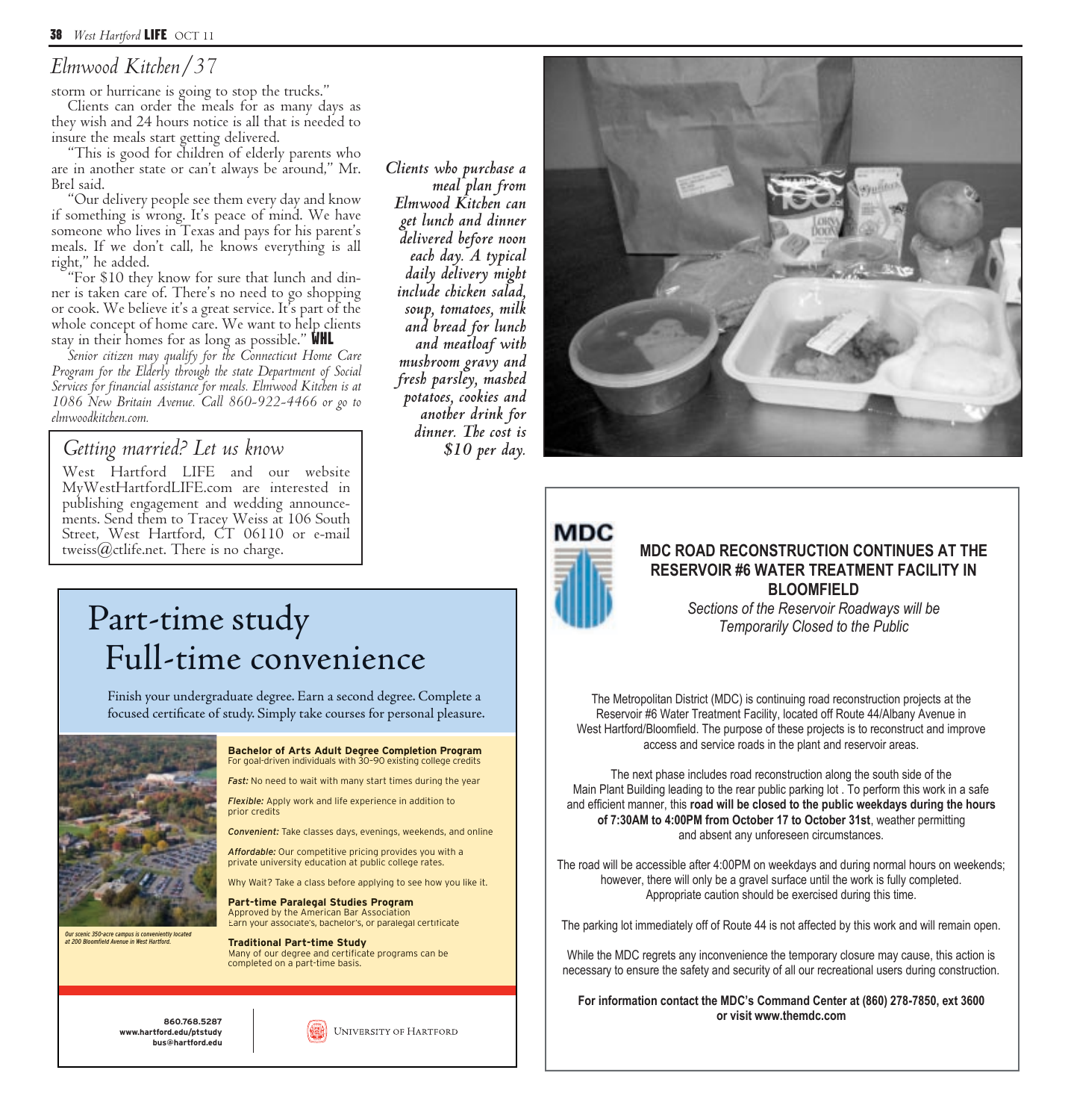## Elmwood Kitchen/37

storm or hurricane is going to stop the trucks."

Clients can order the meals for as many days as they wish and 24 hours notice is all that is needed to insure the meals start getting delivered.

"This is good for children of elderly parents who are in another state or can't always be around," Mr. Brel said.

"Our delivery people see them every day and know if something is wrong. It's peace of mind. We have someone who lives in Texas and pays for his parent's meals. If we don't call, he knows everything is all right," he added.

"For $10 they know for sure that lunch and dinner is taken care of. There's no need to go shopping or cook. We believe it's a great service. It's part of the whole concept of home care. We want to help clients stay in their homes for as long as possible." **WHL**

*Senior citizen may qualify for the Connecticut Home Care Program for the Elderly through the state Department of Social Services for financial assistance for meals. Elmwood Kitchen is at 1086 New Britain Avenue. Call 860-922-4466 or go to elmwoodkitchen.com.*

*Clients who purchase a meal plan from Elmwood Kitchen can get lunch and dinner delivered before noon each day. A typical daily delivery might include chicken salad, soup, tomatoes, milk and bread for lunch and meatloaf with mushroom gravy and fresh parsley, mashed potatoes, cookies and another drink for dinner. The cost is $10 per day.*

## Getting married? Let us know

West Hartford LIFE and our website MyWestHartfordLIFE.com are interested in publishing engagement and wedding announcements. Send them to Tracey Weiss at 106 South Street, West Hartford, CT 06110 or e-mail tweiss@ctlife.net. There is no charge.

---

# Part-time study Full-time convenience

Finish your undergraduate degree. Earn a second degree. Complete a focused certificate of study. Simply take courses for personal pleasure.

*Our scenic 350-acre campus is conveniently located at 200 Bloomfield Avenue in West Hartford.*

**Bachelor of Arts Adult Degree Completion Program**
For goal-driven individuals with 30–90 existing college credits

***Fast:*** No need to wait with many start times during the year

***Flexible:*** Apply work and life experience in addition to prior credits

***Convenient:*** Take classes days, evenings, weekends, and online

***Affordable:*** Our competitive pricing provides you with a private university education at public college rates.

Why Wait? Take a class before applying to see how you like it.

**Part-time Paralegal Studies Program**
Approved by the American Bar Association
Earn your associate's, bachelor's, or paralegal certificate

**Traditional Part-time Study**
Many of our degree and certificate programs can be completed on a part-time basis.

**860.768.5287**
**www.hartford.edu/ptstudy**
**bus@hartford.edu**

UNIVERSITY OF HARTFORD

---

MDC

## MDC ROAD RECONSTRUCTION CONTINUES AT THE RESERVOIR #6 WATER TREATMENT FACILITY IN BLOOMFIELD

*Sections of the Reservoir Roadways will be Temporarily Closed to the Public*

The Metropolitan District (MDC) is continuing road reconstruction projects at the Reservoir #6 Water Treatment Facility, located off Route 44/Albany Avenue in West Hartford/Bloomfield. The purpose of these projects is to reconstruct and improve access and service roads in the plant and reservoir areas.

The next phase includes road reconstruction along the south side of the Main Plant Building leading to the rear public parking lot . To perform this work in a safe and efficient manner, this **road will be closed to the public weekdays during the hours of 7:30AM to 4:00PM from October 17 to October 31st**, weather permitting and absent any unforeseen circumstances.

The road will be accessible after 4:00PM on weekdays and during normal hours on weekends; however, there will only be a gravel surface until the work is fully completed. Appropriate caution should be exercised during this time.

The parking lot immediately off of Route 44 is not affected by this work and will remain open.

While the MDC regrets any inconvenience the temporary closure may cause, this action is necessary to ensure the safety and security of all our recreational users during construction.

**For information contact the MDC's Command Center at (860) 278-7850, ext 3600 or visit www.themdc.com**